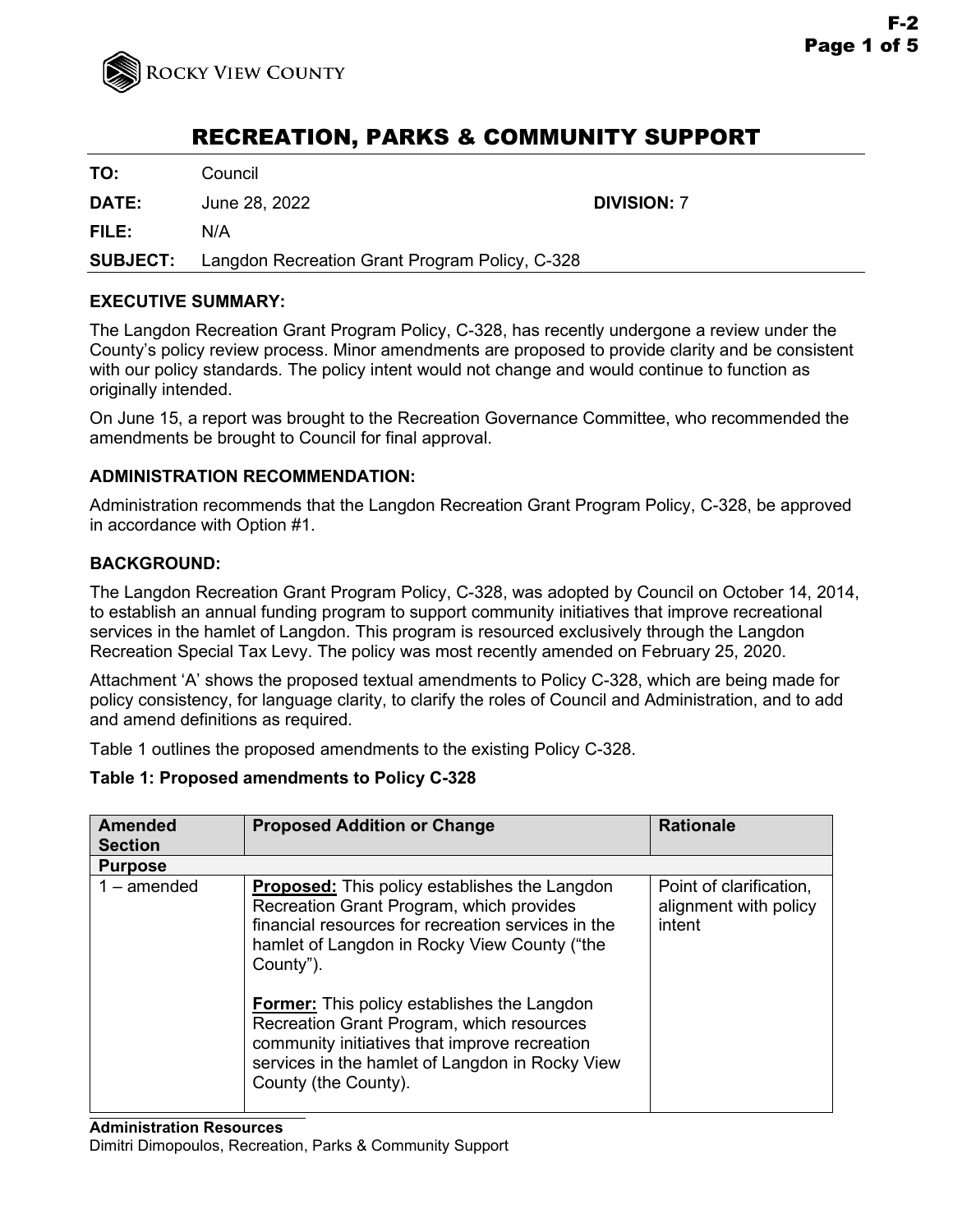# RECREATION, PARKS & COMMUNITY SUPPORT

**TO:** Council

**DATE:** June 28, 2022 **DIVISION:** 7

**FILE:** N/A

**SUBJECT:** Langdon Recreation Grant Program Policy, C-328

## EXECUTIVE SUMMARY:

The Langdon Recreation Grant Program Policy, C-328, has recently undergone a review under the County's policy review process. Minor amendments are proposed to provide clarity and be consistent with our policy standards. The policy intent would not change and would continue to function as originally intended.

On June 15, a report was brought to the Recreation Governance Committee, who recommended the amendments be brought to Council for final approval.

## ADMINISTRATION RECOMMENDATION:

Administration recommends that the Langdon Recreation Grant Program Policy, C-328, be approved in accordance with Option #1.

## BACKGROUND:

The Langdon Recreation Grant Program Policy, C-328, was adopted by Council on October 14, 2014, to establish an annual funding program to support community initiatives that improve recreational services in the hamlet of Langdon. This program is resourced exclusively through the Langdon Recreation Special Tax Levy. The policy was most recently amended on February 25, 2020.

Attachment 'A' shows the proposed textual amendments to Policy C-328, which are being made for policy consistency, for language clarity, to clarify the roles of Council and Administration, and to add and amend definitions as required.

Table 1 outlines the proposed amendments to the existing Policy C-328.

**Table 1: Proposed amendments to Policy C-328**

| Amended Section | Proposed Addition or Change | Rationale |
|---|---|---|
| **Purpose** | | |
| 1 – amended | **Proposed:** This policy establishes the Langdon Recreation Grant Program, which provides financial resources for recreation services in the hamlet of Langdon in Rocky View County ("the County").<br><br>**Former:** This policy establishes the Langdon Recreation Grant Program, which resources community initiatives that improve recreation services in the hamlet of Langdon in Rocky View County (the County). | Point of clarification, alignment with policy intent |

**Administration Resources**
Dimitri Dimopoulos, Recreation, Parks & Community Support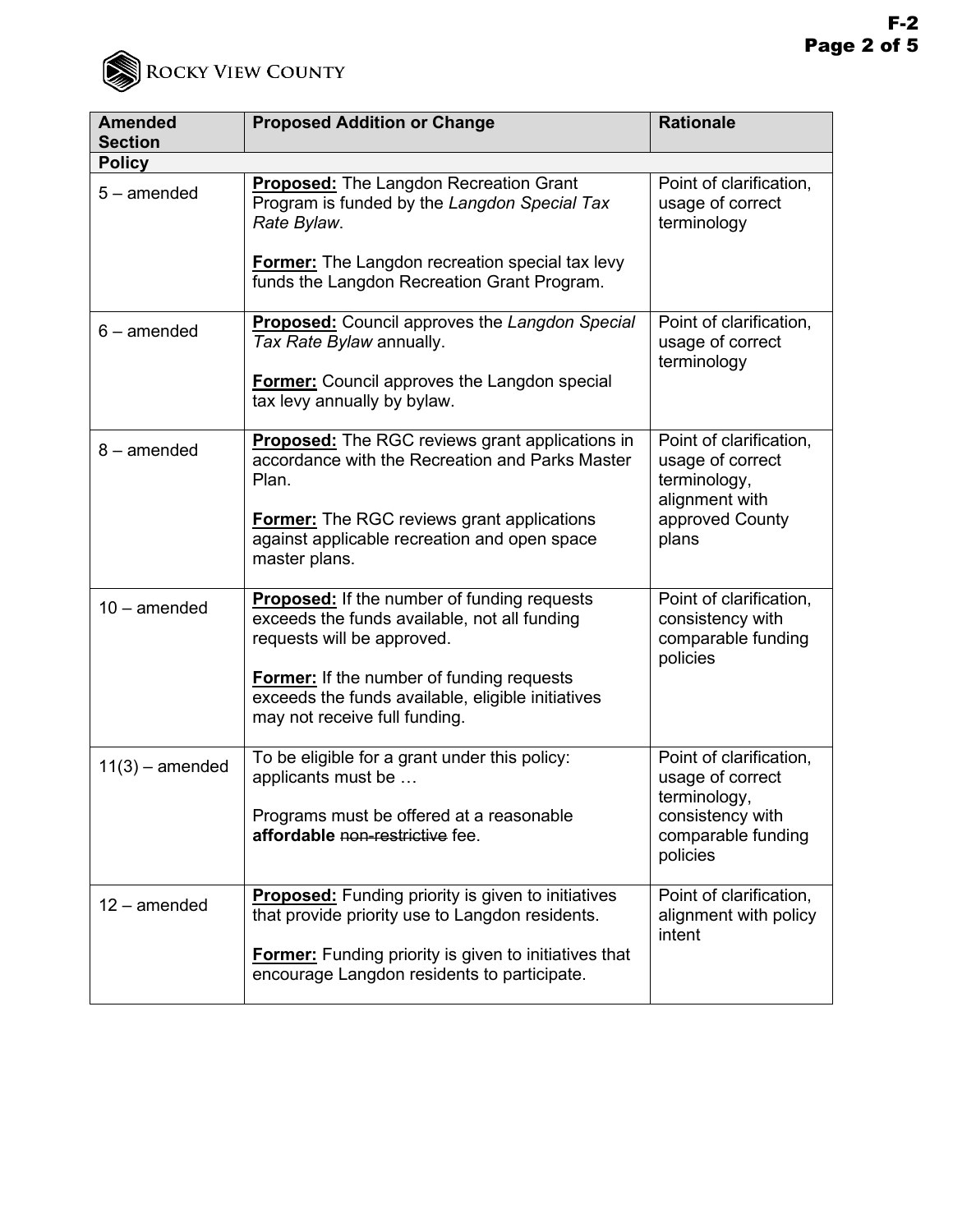| Amended Section | Proposed Addition or Change | Rationale |
| --- | --- | --- |
| **Policy** | | |
| 5 – amended | **<u>Proposed:</u>** The Langdon Recreation Grant Program is funded by the *Langdon Special Tax Rate Bylaw*.<br><br>**<u>Former:</u>** The Langdon recreation special tax levy funds the Langdon Recreation Grant Program. | Point of clarification, usage of correct terminology |
| 6 – amended | **<u>Proposed:</u>** Council approves the *Langdon Special Tax Rate Bylaw* annually.<br><br>**<u>Former:</u>** Council approves the Langdon special tax levy annually by bylaw. | Point of clarification, usage of correct terminology |
| 8 – amended | **<u>Proposed:</u>** The RGC reviews grant applications in accordance with the Recreation and Parks Master Plan.<br><br>**<u>Former:</u>** The RGC reviews grant applications against applicable recreation and open space master plans. | Point of clarification, usage of correct terminology, alignment with approved County plans |
| 10 – amended | **<u>Proposed:</u>** If the number of funding requests exceeds the funds available, not all funding requests will be approved.<br><br>**<u>Former:</u>** If the number of funding requests exceeds the funds available, eligible initiatives may not receive full funding. | Point of clarification, consistency with comparable funding policies |
| 11(3) – amended | To be eligible for a grant under this policy: applicants must be …<br><br>Programs must be offered at a reasonable **affordable** ~~non-restrictive~~ fee. | Point of clarification, usage of correct terminology, consistency with comparable funding policies |
| 12 – amended | **<u>Proposed:</u>** Funding priority is given to initiatives that provide priority use to Langdon residents.<br><br>**<u>Former:</u>** Funding priority is given to initiatives that encourage Langdon residents to participate. | Point of clarification, alignment with policy intent |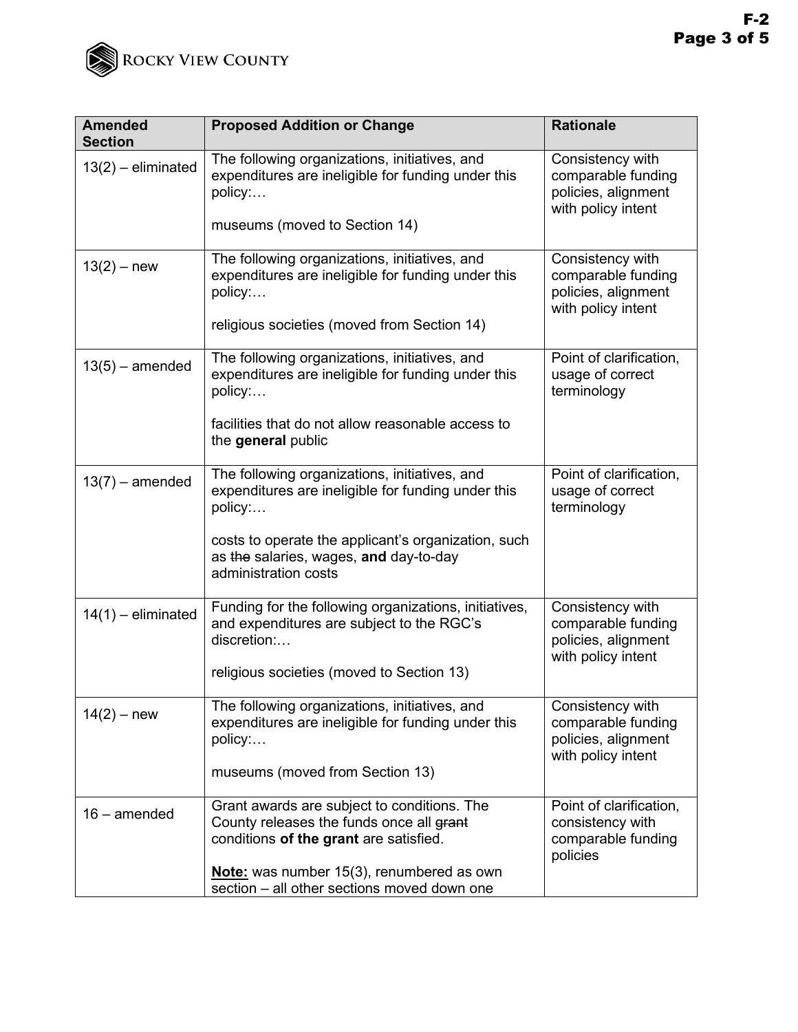| Amended Section | Proposed Addition or Change | Rationale |
|---|---|---|
| 13(2) – eliminated | The following organizations, initiatives, and expenditures are ineligible for funding under this policy:…<br><br>museums (moved to Section 14) | Consistency with comparable funding policies, alignment with policy intent |
| 13(2) – new | The following organizations, initiatives, and expenditures are ineligible for funding under this policy:…<br><br>religious societies (moved from Section 14) | Consistency with comparable funding policies, alignment with policy intent |
| 13(5) – amended | The following organizations, initiatives, and expenditures are ineligible for funding under this policy:…<br><br>facilities that do not allow reasonable access to the **general** public | Point of clarification, usage of correct terminology |
| 13(7) – amended | The following organizations, initiatives, and expenditures are ineligible for funding under this policy:…<br><br>costs to operate the applicant's organization, such as ~~the~~ salaries, wages, **and** day-to-day administration costs | Point of clarification, usage of correct terminology |
| 14(1) – eliminated | Funding for the following organizations, initiatives, and expenditures are subject to the RGC's discretion:…<br><br>religious societies (moved to Section 13) | Consistency with comparable funding policies, alignment with policy intent |
| 14(2) – new | The following organizations, initiatives, and expenditures are ineligible for funding under this policy:…<br><br>museums (moved from Section 13) | Consistency with comparable funding policies, alignment with policy intent |
| 16 – amended | Grant awards are subject to conditions. The County releases the funds once all ~~grant~~ conditions **of the grant** are satisfied.<br><br>**Note:** was number 15(3), renumbered as own section – all other sections moved down one | Point of clarification, consistency with comparable funding policies |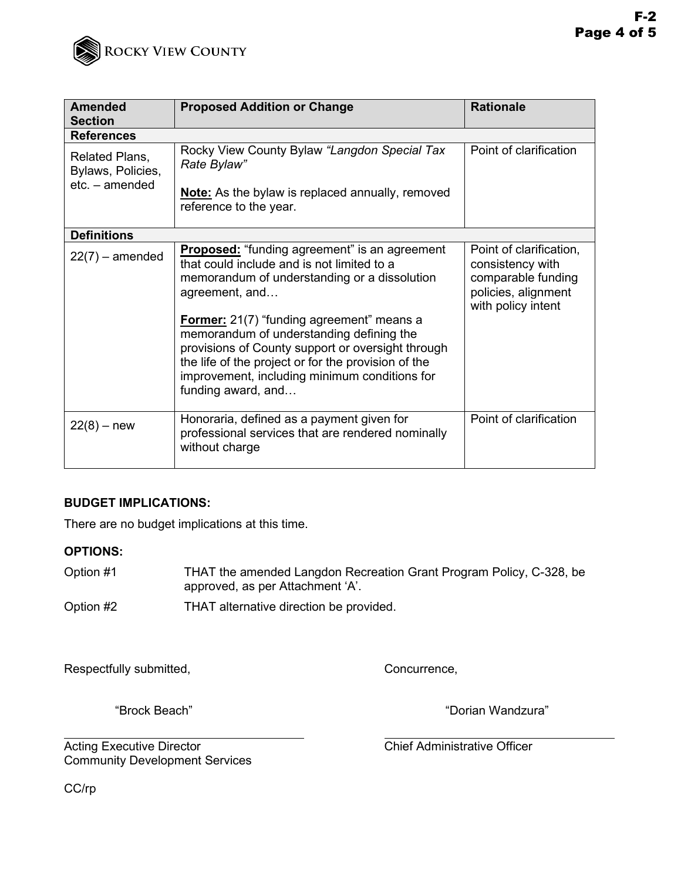| Amended Section | Proposed Addition or Change | Rationale |
|---|---|---|
| **References** | | |
| Related Plans, Bylaws, Policies, etc. – amended | Rocky View County Bylaw *"Langdon Special Tax Rate Bylaw"*<br><br>**Note:** As the bylaw is replaced annually, removed reference to the year. | Point of clarification |
| **Definitions** | | |
| 22(7) – amended | **Proposed:** "funding agreement" is an agreement that could include and is not limited to a memorandum of understanding or a dissolution agreement, and…<br><br>**Former:** 21(7) "funding agreement" means a memorandum of understanding defining the provisions of County support or oversight through the life of the project or for the provision of the improvement, including minimum conditions for funding award, and… | Point of clarification, consistency with comparable funding policies, alignment with policy intent |
| 22(8) – new | Honoraria, defined as a payment given for professional services that are rendered nominally without charge | Point of clarification |

**BUDGET IMPLICATIONS:**

There are no budget implications at this time.

**OPTIONS:**

Option #1 THAT the amended Langdon Recreation Grant Program Policy, C-328, be approved, as per Attachment 'A'.

Option #2 THAT alternative direction be provided.

Respectfully submitted,

"Brock Beach"

Acting Executive Director
Community Development Services

Concurrence,

"Dorian Wandzura"

Chief Administrative Officer

CC/rp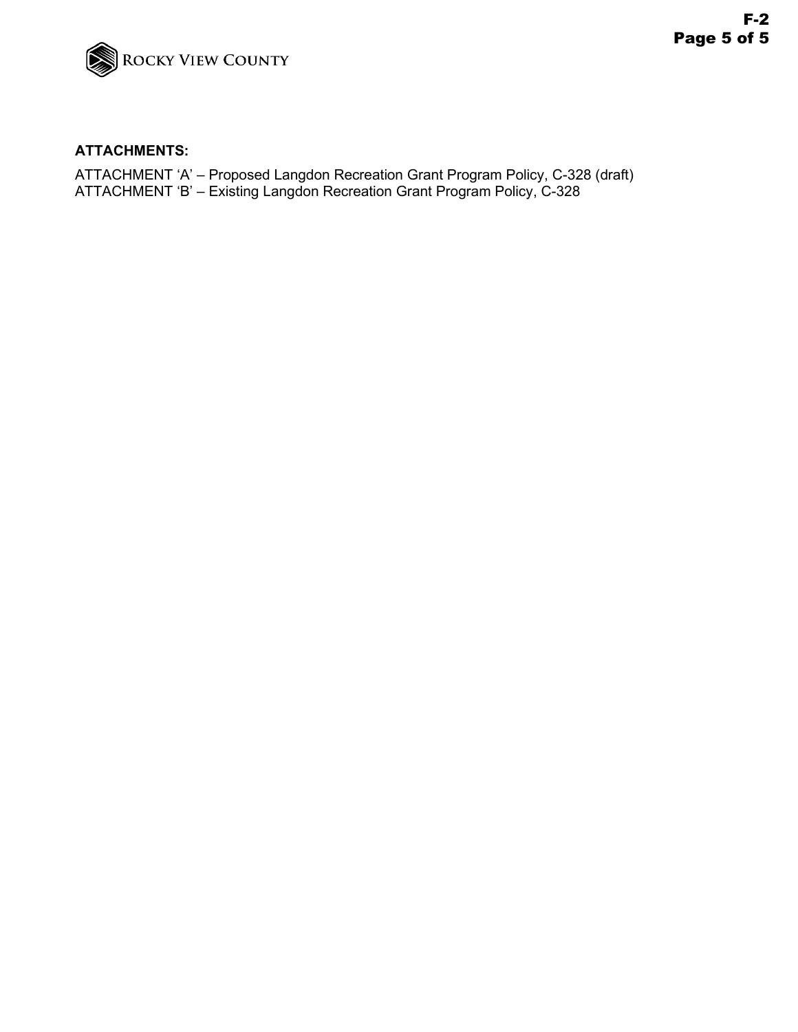**ATTACHMENTS:**

ATTACHMENT 'A' – Proposed Langdon Recreation Grant Program Policy, C-328 (draft)
ATTACHMENT 'B' – Existing Langdon Recreation Grant Program Policy, C-328